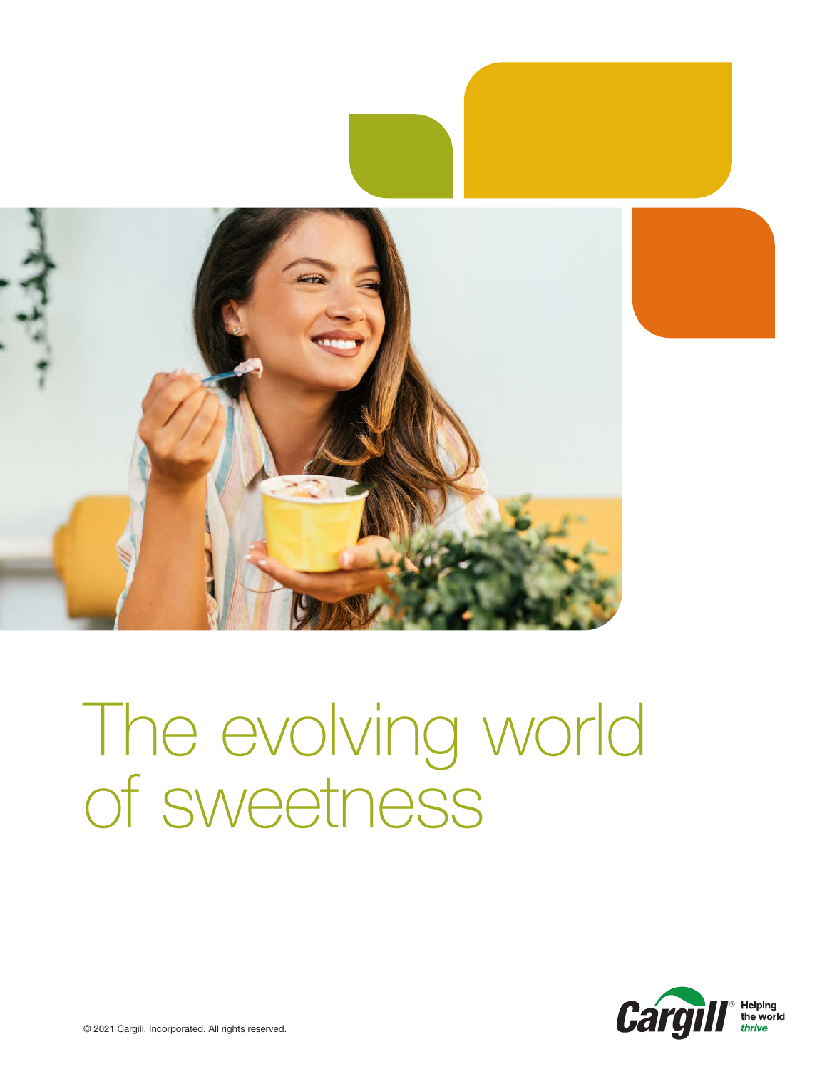# The evolving world of sweetness

© 2021 Cargill, Incorporated. All rights reserved.

Cargill® Helping the world *thrive*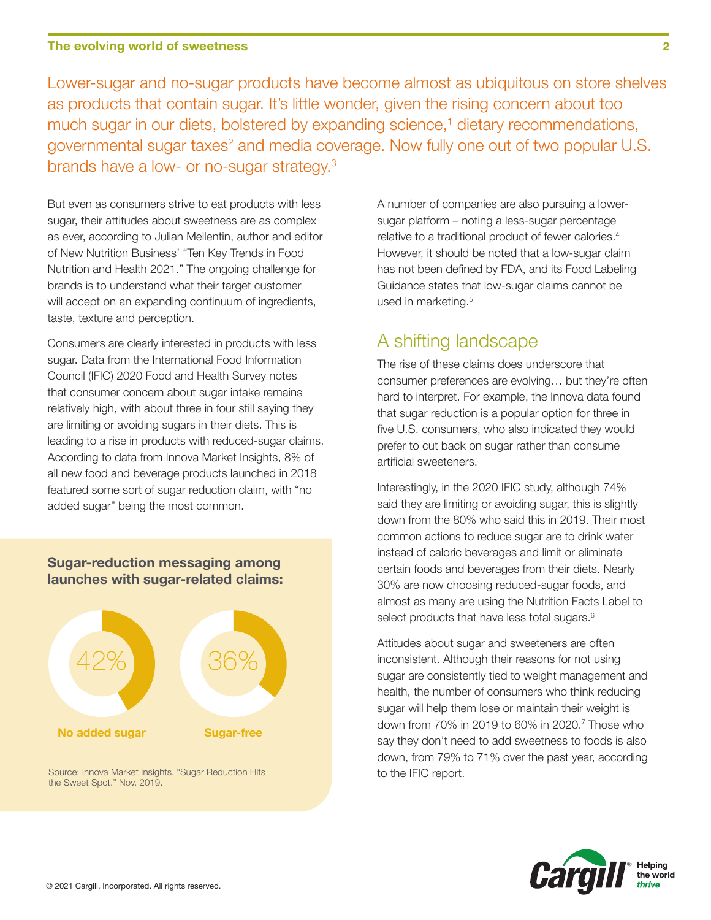Lower-sugar and no-sugar products have become almost as ubiquitous on store shelves as products that contain sugar. It's little wonder, given the rising concern about too much sugar in our diets, bolstered by expanding science,[1] dietary recommendations, governmental sugar taxes[2] and media coverage. Now fully one out of two popular U.S. brands have a low- or no-sugar strategy.[3]

But even as consumers strive to eat products with less sugar, their attitudes about sweetness are as complex as ever, according to Julian Mellentin, author and editor of New Nutrition Business' "Ten Key Trends in Food Nutrition and Health 2021." The ongoing challenge for brands is to understand what their target customer will accept on an expanding continuum of ingredients, taste, texture and perception.

Consumers are clearly interested in products with less sugar. Data from the International Food Information Council (IFIC) 2020 Food and Health Survey notes that consumer concern about sugar intake remains relatively high, with about three in four still saying they are limiting or avoiding sugars in their diets. This is leading to a rise in products with reduced-sugar claims. According to data from Innova Market Insights, 8% of all new food and beverage products launched in 2018 featured some sort of sugar reduction claim, with "no added sugar" being the most common.

**Sugar-reduction messaging among launches with sugar-related claims:**

42% — **No added sugar**

36% — **Sugar-free**

Source: Innova Market Insights. "Sugar Reduction Hits the Sweet Spot." Nov. 2019.

A number of companies are also pursuing a lower-sugar platform – noting a less-sugar percentage relative to a traditional product of fewer calories.[4] However, it should be noted that a low-sugar claim has not been defined by FDA, and its Food Labeling Guidance states that low-sugar claims cannot be used in marketing.[5]

## A shifting landscape

The rise of these claims does underscore that consumer preferences are evolving… but they're often hard to interpret. For example, the Innova data found that sugar reduction is a popular option for three in five U.S. consumers, who also indicated they would prefer to cut back on sugar rather than consume artificial sweeteners.

Interestingly, in the 2020 IFIC study, although 74% said they are limiting or avoiding sugar, this is slightly down from the 80% who said this in 2019. Their most common actions to reduce sugar are to drink water instead of caloric beverages and limit or eliminate certain foods and beverages from their diets. Nearly 30% are now choosing reduced-sugar foods, and almost as many are using the Nutrition Facts Label to select products that have less total sugars.[6]

Attitudes about sugar and sweeteners are often inconsistent. Although their reasons for not using sugar are consistently tied to weight management and health, the number of consumers who think reducing sugar will help them lose or maintain their weight is down from 70% in 2019 to 60% in 2020.[7] Those who say they don't need to add sweetness to foods is also down, from 79% to 71% over the past year, according to the IFIC report.

© 2021 Cargill, Incorporated. All rights reserved.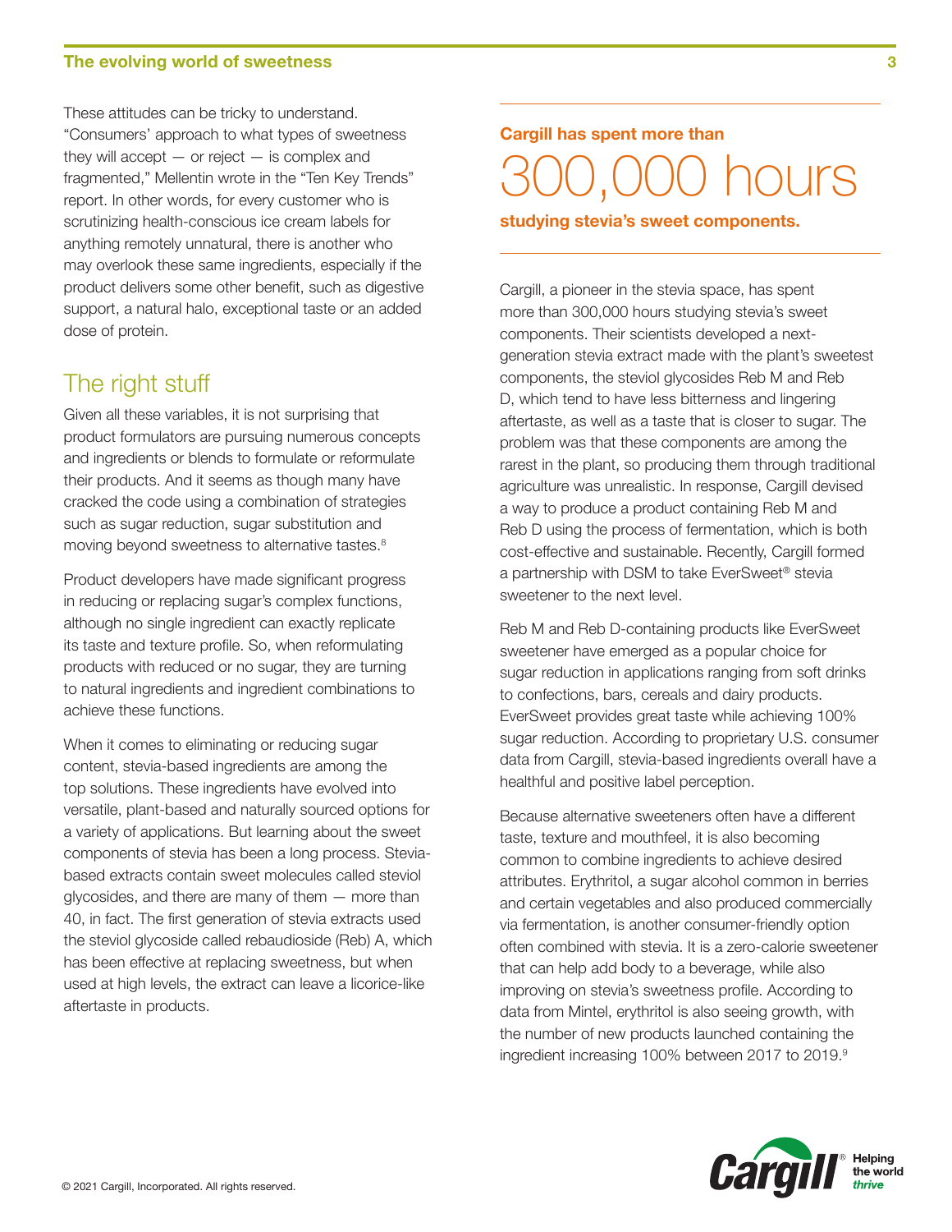These attitudes can be tricky to understand. "Consumers' approach to what types of sweetness they will accept — or reject — is complex and fragmented," Mellentin wrote in the "Ten Key Trends" report. In other words, for every customer who is scrutinizing health-conscious ice cream labels for anything remotely unnatural, there is another who may overlook these same ingredients, especially if the product delivers some other benefit, such as digestive support, a natural halo, exceptional taste or an added dose of protein.

## The right stuff

Given all these variables, it is not surprising that product formulators are pursuing numerous concepts and ingredients or blends to formulate or reformulate their products. And it seems as though many have cracked the code using a combination of strategies such as sugar reduction, sugar substitution and moving beyond sweetness to alternative tastes.[8]

Product developers have made significant progress in reducing or replacing sugar's complex functions, although no single ingredient can exactly replicate its taste and texture profile. So, when reformulating products with reduced or no sugar, they are turning to natural ingredients and ingredient combinations to achieve these functions.

When it comes to eliminating or reducing sugar content, stevia-based ingredients are among the top solutions. These ingredients have evolved into versatile, plant-based and naturally sourced options for a variety of applications. But learning about the sweet components of stevia has been a long process. Stevia-based extracts contain sweet molecules called steviol glycosides, and there are many of them — more than 40, in fact. The first generation of stevia extracts used the steviol glycoside called rebaudioside (Reb) A, which has been effective at replacing sweetness, but when used at high levels, the extract can leave a licorice-like aftertaste in products.

**Cargill has spent more than**

300,000 hours

**studying stevia's sweet components.**

Cargill, a pioneer in the stevia space, has spent more than 300,000 hours studying stevia's sweet components. Their scientists developed a next-generation stevia extract made with the plant's sweetest components, the steviol glycosides Reb M and Reb D, which tend to have less bitterness and lingering aftertaste, as well as a taste that is closer to sugar. The problem was that these components are among the rarest in the plant, so producing them through traditional agriculture was unrealistic. In response, Cargill devised a way to produce a product containing Reb M and Reb D using the process of fermentation, which is both cost-effective and sustainable. Recently, Cargill formed a partnership with DSM to take EverSweet® stevia sweetener to the next level.

Reb M and Reb D-containing products like EverSweet sweetener have emerged as a popular choice for sugar reduction in applications ranging from soft drinks to confections, bars, cereals and dairy products. EverSweet provides great taste while achieving 100% sugar reduction. According to proprietary U.S. consumer data from Cargill, stevia-based ingredients overall have a healthful and positive label perception.

Because alternative sweeteners often have a different taste, texture and mouthfeel, it is also becoming common to combine ingredients to achieve desired attributes. Erythritol, a sugar alcohol common in berries and certain vegetables and also produced commercially via fermentation, is another consumer-friendly option often combined with stevia. It is a zero-calorie sweetener that can help add body to a beverage, while also improving on stevia's sweetness profile. According to data from Mintel, erythritol is also seeing growth, with the number of new products launched containing the ingredient increasing 100% between 2017 to 2019.[9]

© 2021 Cargill, Incorporated. All rights reserved.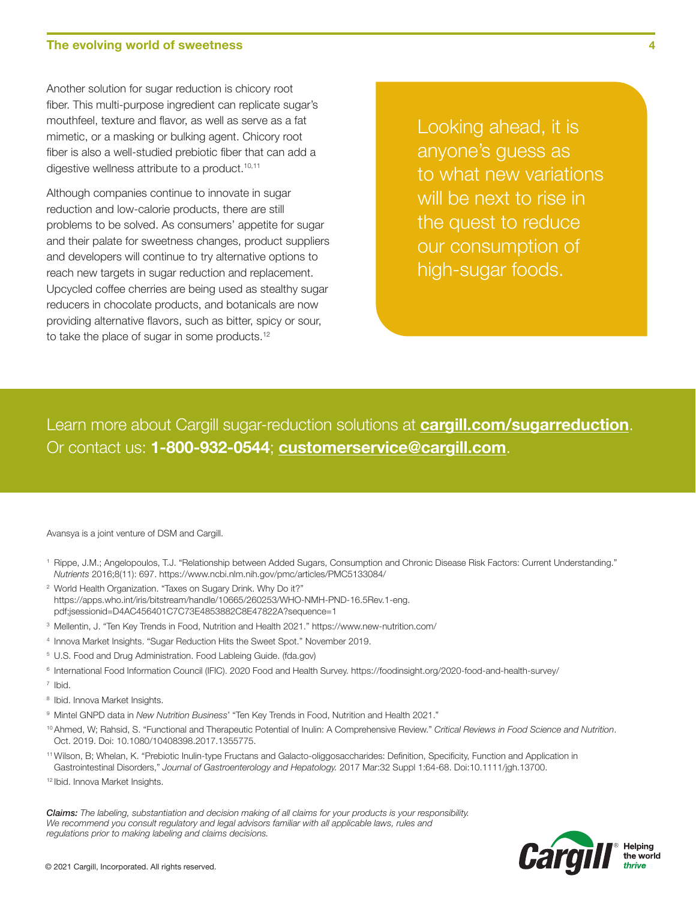Another solution for sugar reduction is chicory root fiber. This multi-purpose ingredient can replicate sugar's mouthfeel, texture and flavor, as well as serve as a fat mimetic, or a masking or bulking agent. Chicory root fiber is also a well-studied prebiotic fiber that can add a digestive wellness attribute to a product.[10,11]

Although companies continue to innovate in sugar reduction and low-calorie products, there are still problems to be solved. As consumers' appetite for sugar and their palate for sweetness changes, product suppliers and developers will continue to try alternative options to reach new targets in sugar reduction and replacement. Upcycled coffee cherries are being used as stealthy sugar reducers in chocolate products, and botanicals are now providing alternative flavors, such as bitter, spicy or sour, to take the place of sugar in some products.[12]

> Looking ahead, it is anyone's guess as to what new variations will be next to rise in the quest to reduce our consumption of high-sugar foods.

Learn more about Cargill sugar-reduction solutions at **cargill.com/sugarreduction**. Or contact us: **1-800-932-0544**; **customerservice@cargill.com**.

Avansya is a joint venture of DSM and Cargill.

1. Rippe, J.M.; Angelopoulos, T.J. "Relationship between Added Sugars, Consumption and Chronic Disease Risk Factors: Current Understanding." *Nutrients* 2016;8(11): 697. https://www.ncbi.nlm.nih.gov/pmc/articles/PMC5133084/
2. World Health Organization. "Taxes on Sugary Drink. Why Do it?" https://apps.who.int/iris/bitstream/handle/10665/260253/WHO-NMH-PND-16.5Rev.1-eng.pdf;jsessionid=D4AC456401C7C73E4853882C8E47822A?sequence=1
3. Mellentin, J. "Ten Key Trends in Food, Nutrition and Health 2021." https://www.new-nutrition.com/
4. Innova Market Insights. "Sugar Reduction Hits the Sweet Spot." November 2019.
5. U.S. Food and Drug Administration. Food Lableing Guide. (fda.gov)
6. International Food Information Council (IFIC). 2020 Food and Health Survey. https://foodinsight.org/2020-food-and-health-survey/
7. Ibid.
8. Ibid. Innova Market Insights.
9. Mintel GNPD data in *New Nutrition Business*' "Ten Key Trends in Food, Nutrition and Health 2021."
10. Ahmed, W; Rahsid, S. "Functional and Therapeutic Potential of Inulin: A Comprehensive Review." *Critical Reviews in Food Science and Nutrition*. Oct. 2019. Doi: 10.1080/10408398.2017.1355775.
11. Wilson, B; Whelan, K. "Prebiotic Inulin-type Fructans and Galacto-oliggosaccharides: Definition, Specificity, Function and Application in Gastrointestinal Disorders," *Journal of Gastroenterology and Hepatology.* 2017 Mar:32 Suppl 1:64-68. Doi:10.1111/jgh.13700.
12. Ibid. Innova Market Insights.

***Claims:*** *The labeling, substantiation and decision making of all claims for your products is your responsibility. We recommend you consult regulatory and legal advisors familiar with all applicable laws, rules and regulations prior to making labeling and claims decisions.*

© 2021 Cargill, Incorporated. All rights reserved.

Cargill® Helping the world *thrive*